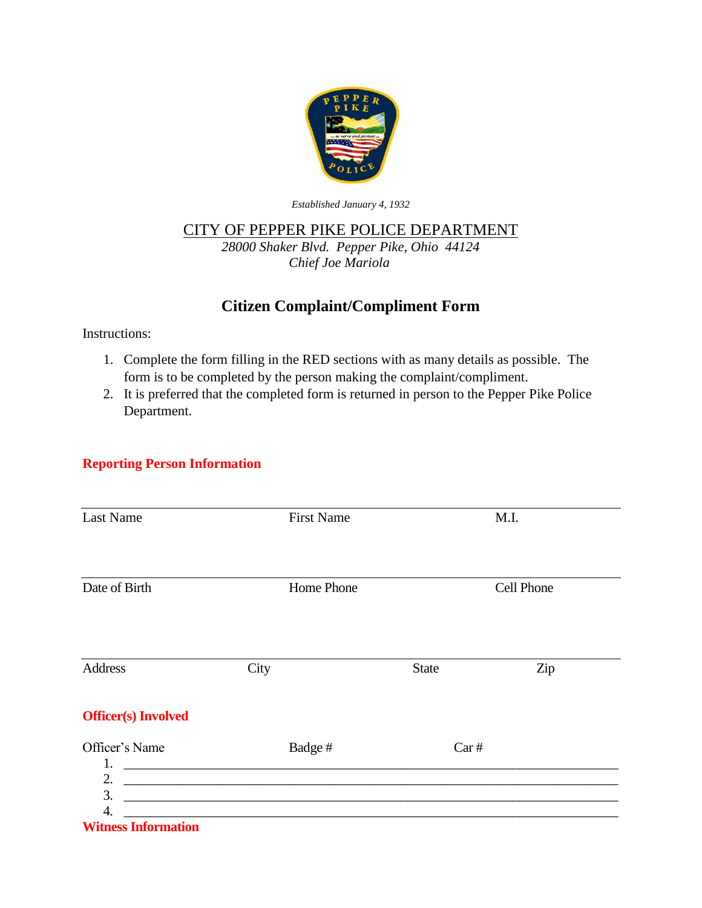*Established January 4, 1932*

CITY OF PEPPER PIKE POLICE DEPARTMENT

*28000 Shaker Blvd. Pepper Pike, Ohio 44124*

*Chief Joe Mariola*

## Citizen Complaint/Compliment Form

Instructions:

1. Complete the form filling in the RED sections with as many details as possible. The form is to be completed by the person making the complaint/compliment.
2. It is preferred that the completed form is returned in person to the Pepper Pike Police Department.

**Reporting Person Information**

| Last Name | First Name | M.I. |
| --- | --- | --- |
| | | |

| Date of Birth | Home Phone | Cell Phone |
| --- | --- | --- |
| | | |

| Address | City | State | Zip |
| --- | --- | --- | --- |
| | | | |

**Officer(s) Involved**

| | Officer's Name | Badge # | Car # |
| --- | --- | --- | --- |
| 1. | | | |
| 2. | | | |
| 3. | | | |
| 4. | | | |

**Witness Information**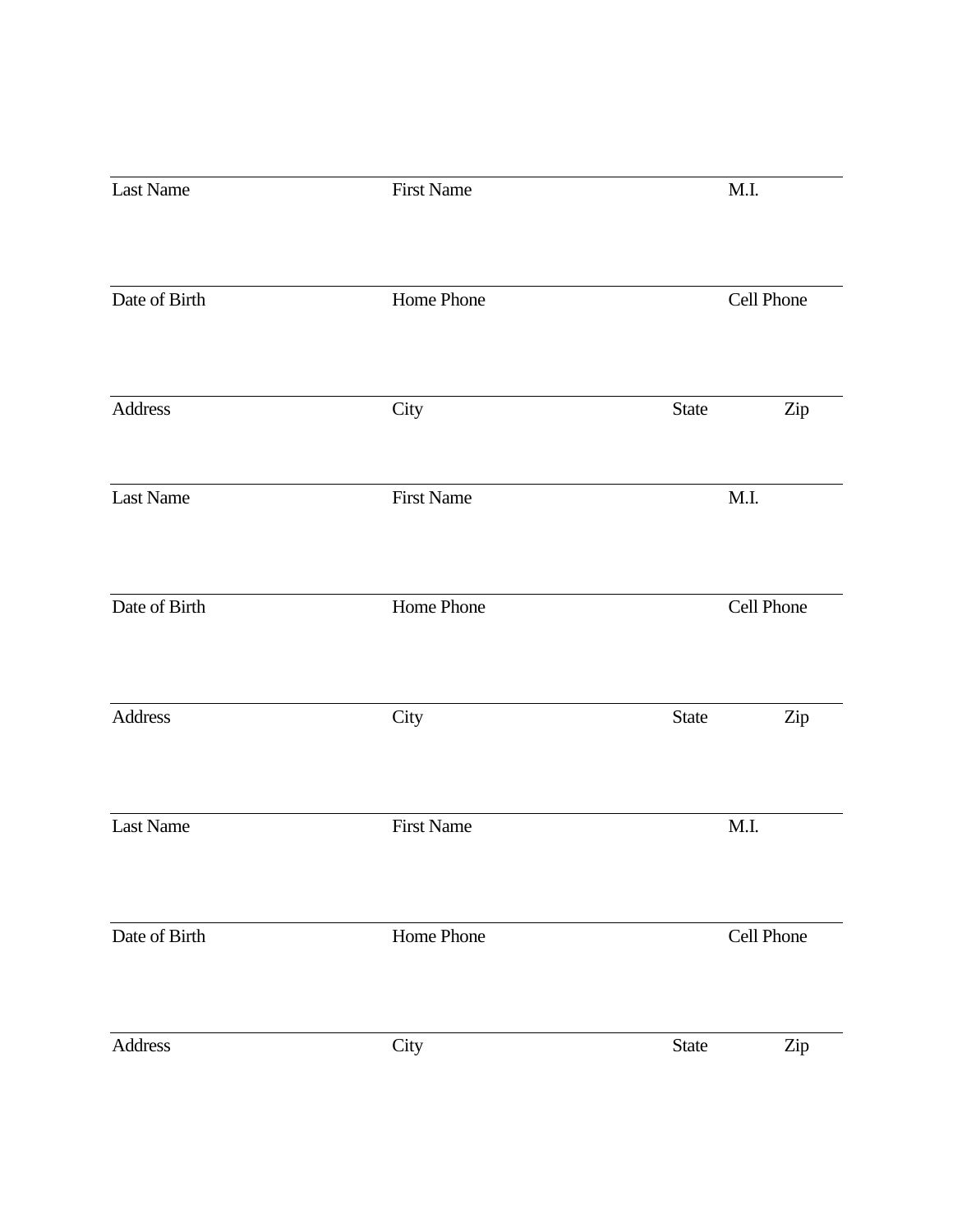| Last Name | First Name | | M.I. |
|---|---|---|---|
| Date of Birth | Home Phone | | Cell Phone |
| Address | City | State | Zip |

| Last Name | First Name | | M.I. |
|---|---|---|---|
| Date of Birth | Home Phone | | Cell Phone |
| Address | City | State | Zip |

| Last Name | First Name | | M.I. |
|---|---|---|---|
| Date of Birth | Home Phone | | Cell Phone |
| Address | City | State | Zip |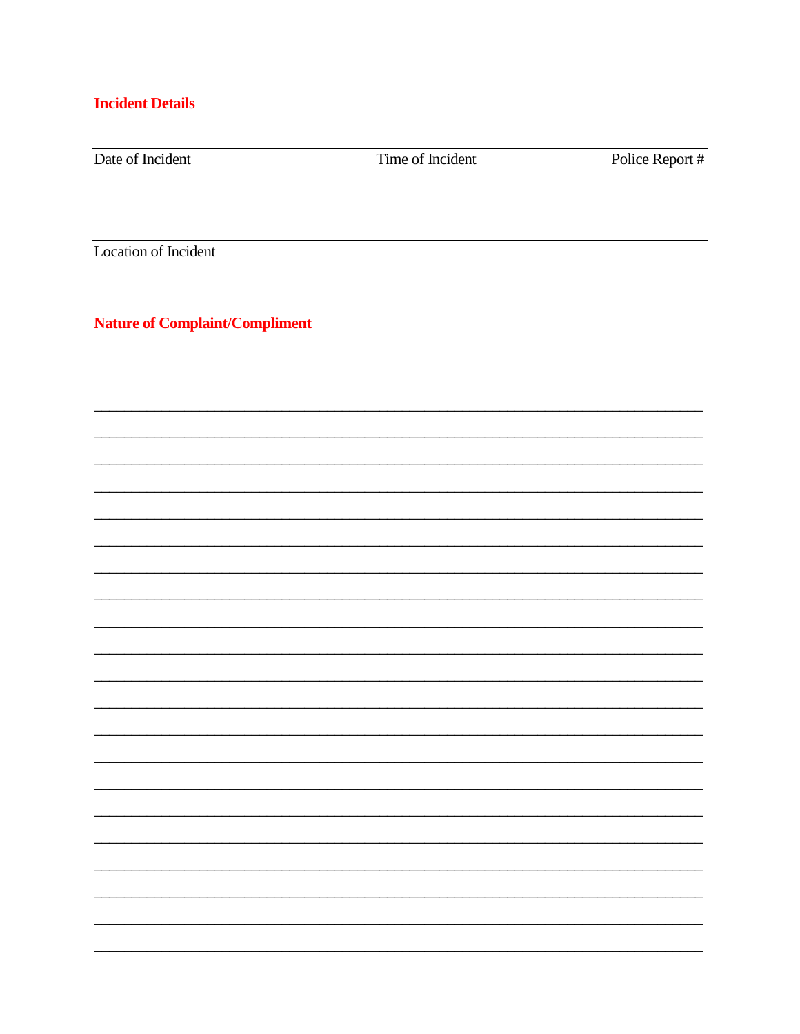## Incident Details

| Date of Incident | Time of Incident | Police Report # |
|---|---|---|
| | | |

Location of Incident

## Nature of Complaint/Compliment

_______________________________________________________________________________

_______________________________________________________________________________

_______________________________________________________________________________

_______________________________________________________________________________

_______________________________________________________________________________

_______________________________________________________________________________

_______________________________________________________________________________

_______________________________________________________________________________

_______________________________________________________________________________

_______________________________________________________________________________

_______________________________________________________________________________

_______________________________________________________________________________

_______________________________________________________________________________

_______________________________________________________________________________

_______________________________________________________________________________

_______________________________________________________________________________

_______________________________________________________________________________

_______________________________________________________________________________

_______________________________________________________________________________

_______________________________________________________________________________

_______________________________________________________________________________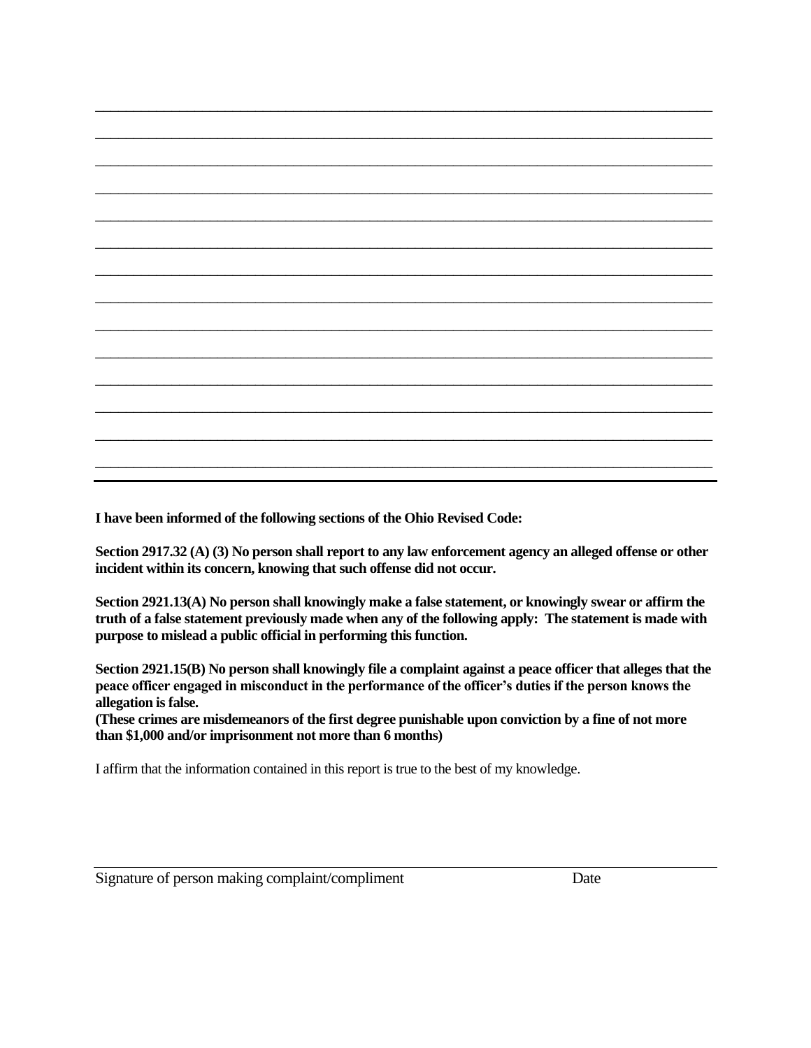______________________________________________________________________________

______________________________________________________________________________

______________________________________________________________________________

______________________________________________________________________________

______________________________________________________________________________

______________________________________________________________________________

______________________________________________________________________________

______________________________________________________________________________

______________________________________________________________________________

______________________________________________________________________________

______________________________________________________________________________

______________________________________________________________________________

______________________________________________________________________________

______________________________________________________________________________

---

**I have been informed of the following sections of the Ohio Revised Code:**

**Section 2917.32 (A) (3) No person shall report to any law enforcement agency an alleged offense or other incident within its concern, knowing that such offense did not occur.**

**Section 2921.13(A) No person shall knowingly make a false statement, or knowingly swear or affirm the truth of a false statement previously made when any of the following apply: The statement is made with purpose to mislead a public official in performing this function.**

**Section 2921.15(B) No person shall knowingly file a complaint against a peace officer that alleges that the peace officer engaged in misconduct in the performance of the officer's duties if the person knows the allegation is false.**
**(These crimes are misdemeanors of the first degree punishable upon conviction by a fine of not more than $1,000 and/or imprisonment not more than 6 months)**

I affirm that the information contained in this report is true to the best of my knowledge.

______________________________________________________________________________
Signature of person making complaint/compliment Date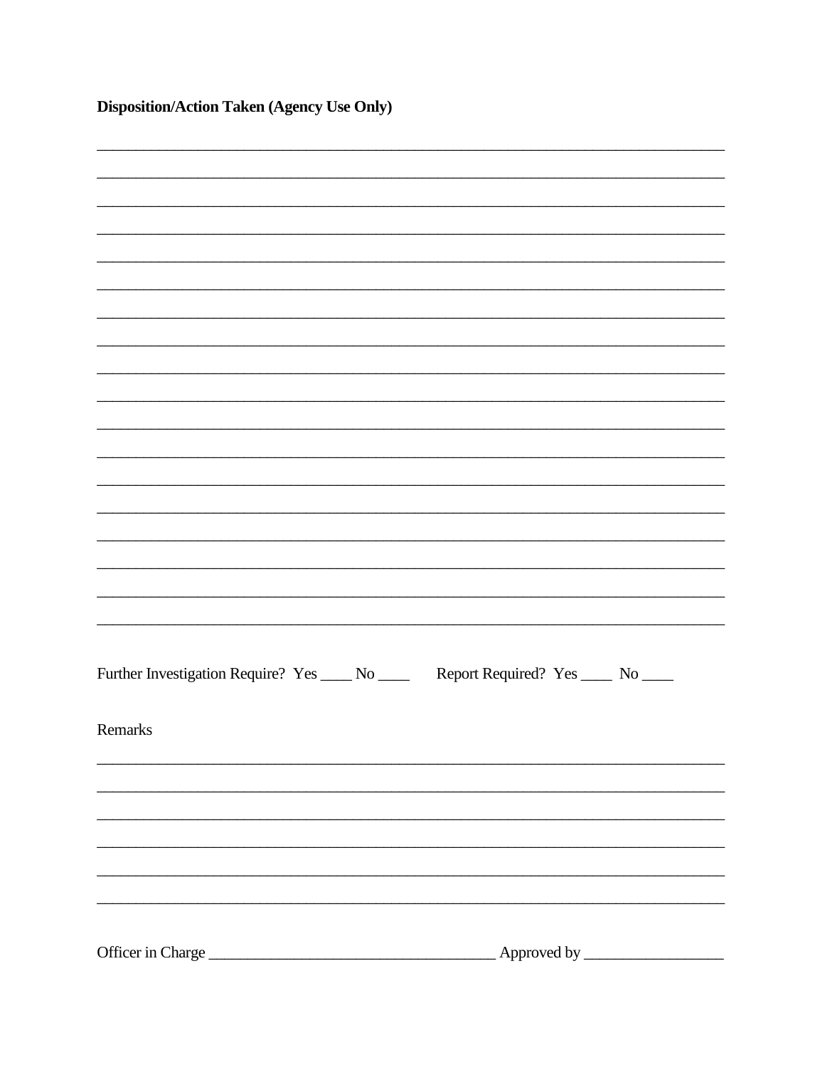**Disposition/Action Taken (Agency Use Only)**

\_\_\_\_\_\_\_\_\_\_\_\_\_\_\_\_\_\_\_\_\_\_\_\_\_\_\_\_\_\_\_\_\_\_\_\_\_\_\_\_\_\_\_\_\_\_\_\_\_\_\_\_\_\_\_\_\_\_\_\_\_\_\_\_\_\_\_\_\_\_\_\_\_\_\_\_

\_\_\_\_\_\_\_\_\_\_\_\_\_\_\_\_\_\_\_\_\_\_\_\_\_\_\_\_\_\_\_\_\_\_\_\_\_\_\_\_\_\_\_\_\_\_\_\_\_\_\_\_\_\_\_\_\_\_\_\_\_\_\_\_\_\_\_\_\_\_\_\_\_\_\_\_

\_\_\_\_\_\_\_\_\_\_\_\_\_\_\_\_\_\_\_\_\_\_\_\_\_\_\_\_\_\_\_\_\_\_\_\_\_\_\_\_\_\_\_\_\_\_\_\_\_\_\_\_\_\_\_\_\_\_\_\_\_\_\_\_\_\_\_\_\_\_\_\_\_\_\_\_

\_\_\_\_\_\_\_\_\_\_\_\_\_\_\_\_\_\_\_\_\_\_\_\_\_\_\_\_\_\_\_\_\_\_\_\_\_\_\_\_\_\_\_\_\_\_\_\_\_\_\_\_\_\_\_\_\_\_\_\_\_\_\_\_\_\_\_\_\_\_\_\_\_\_\_\_

\_\_\_\_\_\_\_\_\_\_\_\_\_\_\_\_\_\_\_\_\_\_\_\_\_\_\_\_\_\_\_\_\_\_\_\_\_\_\_\_\_\_\_\_\_\_\_\_\_\_\_\_\_\_\_\_\_\_\_\_\_\_\_\_\_\_\_\_\_\_\_\_\_\_\_\_

\_\_\_\_\_\_\_\_\_\_\_\_\_\_\_\_\_\_\_\_\_\_\_\_\_\_\_\_\_\_\_\_\_\_\_\_\_\_\_\_\_\_\_\_\_\_\_\_\_\_\_\_\_\_\_\_\_\_\_\_\_\_\_\_\_\_\_\_\_\_\_\_\_\_\_\_

\_\_\_\_\_\_\_\_\_\_\_\_\_\_\_\_\_\_\_\_\_\_\_\_\_\_\_\_\_\_\_\_\_\_\_\_\_\_\_\_\_\_\_\_\_\_\_\_\_\_\_\_\_\_\_\_\_\_\_\_\_\_\_\_\_\_\_\_\_\_\_\_\_\_\_\_

\_\_\_\_\_\_\_\_\_\_\_\_\_\_\_\_\_\_\_\_\_\_\_\_\_\_\_\_\_\_\_\_\_\_\_\_\_\_\_\_\_\_\_\_\_\_\_\_\_\_\_\_\_\_\_\_\_\_\_\_\_\_\_\_\_\_\_\_\_\_\_\_\_\_\_\_

\_\_\_\_\_\_\_\_\_\_\_\_\_\_\_\_\_\_\_\_\_\_\_\_\_\_\_\_\_\_\_\_\_\_\_\_\_\_\_\_\_\_\_\_\_\_\_\_\_\_\_\_\_\_\_\_\_\_\_\_\_\_\_\_\_\_\_\_\_\_\_\_\_\_\_\_

\_\_\_\_\_\_\_\_\_\_\_\_\_\_\_\_\_\_\_\_\_\_\_\_\_\_\_\_\_\_\_\_\_\_\_\_\_\_\_\_\_\_\_\_\_\_\_\_\_\_\_\_\_\_\_\_\_\_\_\_\_\_\_\_\_\_\_\_\_\_\_\_\_\_\_\_

\_\_\_\_\_\_\_\_\_\_\_\_\_\_\_\_\_\_\_\_\_\_\_\_\_\_\_\_\_\_\_\_\_\_\_\_\_\_\_\_\_\_\_\_\_\_\_\_\_\_\_\_\_\_\_\_\_\_\_\_\_\_\_\_\_\_\_\_\_\_\_\_\_\_\_\_

\_\_\_\_\_\_\_\_\_\_\_\_\_\_\_\_\_\_\_\_\_\_\_\_\_\_\_\_\_\_\_\_\_\_\_\_\_\_\_\_\_\_\_\_\_\_\_\_\_\_\_\_\_\_\_\_\_\_\_\_\_\_\_\_\_\_\_\_\_\_\_\_\_\_\_\_

\_\_\_\_\_\_\_\_\_\_\_\_\_\_\_\_\_\_\_\_\_\_\_\_\_\_\_\_\_\_\_\_\_\_\_\_\_\_\_\_\_\_\_\_\_\_\_\_\_\_\_\_\_\_\_\_\_\_\_\_\_\_\_\_\_\_\_\_\_\_\_\_\_\_\_\_

\_\_\_\_\_\_\_\_\_\_\_\_\_\_\_\_\_\_\_\_\_\_\_\_\_\_\_\_\_\_\_\_\_\_\_\_\_\_\_\_\_\_\_\_\_\_\_\_\_\_\_\_\_\_\_\_\_\_\_\_\_\_\_\_\_\_\_\_\_\_\_\_\_\_\_\_

\_\_\_\_\_\_\_\_\_\_\_\_\_\_\_\_\_\_\_\_\_\_\_\_\_\_\_\_\_\_\_\_\_\_\_\_\_\_\_\_\_\_\_\_\_\_\_\_\_\_\_\_\_\_\_\_\_\_\_\_\_\_\_\_\_\_\_\_\_\_\_\_\_\_\_\_

\_\_\_\_\_\_\_\_\_\_\_\_\_\_\_\_\_\_\_\_\_\_\_\_\_\_\_\_\_\_\_\_\_\_\_\_\_\_\_\_\_\_\_\_\_\_\_\_\_\_\_\_\_\_\_\_\_\_\_\_\_\_\_\_\_\_\_\_\_\_\_\_\_\_\_\_

\_\_\_\_\_\_\_\_\_\_\_\_\_\_\_\_\_\_\_\_\_\_\_\_\_\_\_\_\_\_\_\_\_\_\_\_\_\_\_\_\_\_\_\_\_\_\_\_\_\_\_\_\_\_\_\_\_\_\_\_\_\_\_\_\_\_\_\_\_\_\_\_\_\_\_\_

\_\_\_\_\_\_\_\_\_\_\_\_\_\_\_\_\_\_\_\_\_\_\_\_\_\_\_\_\_\_\_\_\_\_\_\_\_\_\_\_\_\_\_\_\_\_\_\_\_\_\_\_\_\_\_\_\_\_\_\_\_\_\_\_\_\_\_\_\_\_\_\_\_\_\_\_

Further Investigation Require? Yes \_\_\_\_ No \_\_\_\_ Report Required? Yes \_\_\_\_ No \_\_\_\_

Remarks

\_\_\_\_\_\_\_\_\_\_\_\_\_\_\_\_\_\_\_\_\_\_\_\_\_\_\_\_\_\_\_\_\_\_\_\_\_\_\_\_\_\_\_\_\_\_\_\_\_\_\_\_\_\_\_\_\_\_\_\_\_\_\_\_\_\_\_\_\_\_\_\_\_\_\_\_

\_\_\_\_\_\_\_\_\_\_\_\_\_\_\_\_\_\_\_\_\_\_\_\_\_\_\_\_\_\_\_\_\_\_\_\_\_\_\_\_\_\_\_\_\_\_\_\_\_\_\_\_\_\_\_\_\_\_\_\_\_\_\_\_\_\_\_\_\_\_\_\_\_\_\_\_

\_\_\_\_\_\_\_\_\_\_\_\_\_\_\_\_\_\_\_\_\_\_\_\_\_\_\_\_\_\_\_\_\_\_\_\_\_\_\_\_\_\_\_\_\_\_\_\_\_\_\_\_\_\_\_\_\_\_\_\_\_\_\_\_\_\_\_\_\_\_\_\_\_\_\_\_

\_\_\_\_\_\_\_\_\_\_\_\_\_\_\_\_\_\_\_\_\_\_\_\_\_\_\_\_\_\_\_\_\_\_\_\_\_\_\_\_\_\_\_\_\_\_\_\_\_\_\_\_\_\_\_\_\_\_\_\_\_\_\_\_\_\_\_\_\_\_\_\_\_\_\_\_

\_\_\_\_\_\_\_\_\_\_\_\_\_\_\_\_\_\_\_\_\_\_\_\_\_\_\_\_\_\_\_\_\_\_\_\_\_\_\_\_\_\_\_\_\_\_\_\_\_\_\_\_\_\_\_\_\_\_\_\_\_\_\_\_\_\_\_\_\_\_\_\_\_\_\_\_

\_\_\_\_\_\_\_\_\_\_\_\_\_\_\_\_\_\_\_\_\_\_\_\_\_\_\_\_\_\_\_\_\_\_\_\_\_\_\_\_\_\_\_\_\_\_\_\_\_\_\_\_\_\_\_\_\_\_\_\_\_\_\_\_\_\_\_\_\_\_\_\_\_\_\_\_

Officer in Charge \_\_\_\_\_\_\_\_\_\_\_\_\_\_\_\_\_\_\_\_\_\_\_\_\_\_\_\_\_\_\_\_\_\_\_\_\_\_ Approved by \_\_\_\_\_\_\_\_\_\_\_\_\_\_\_\_\_\_